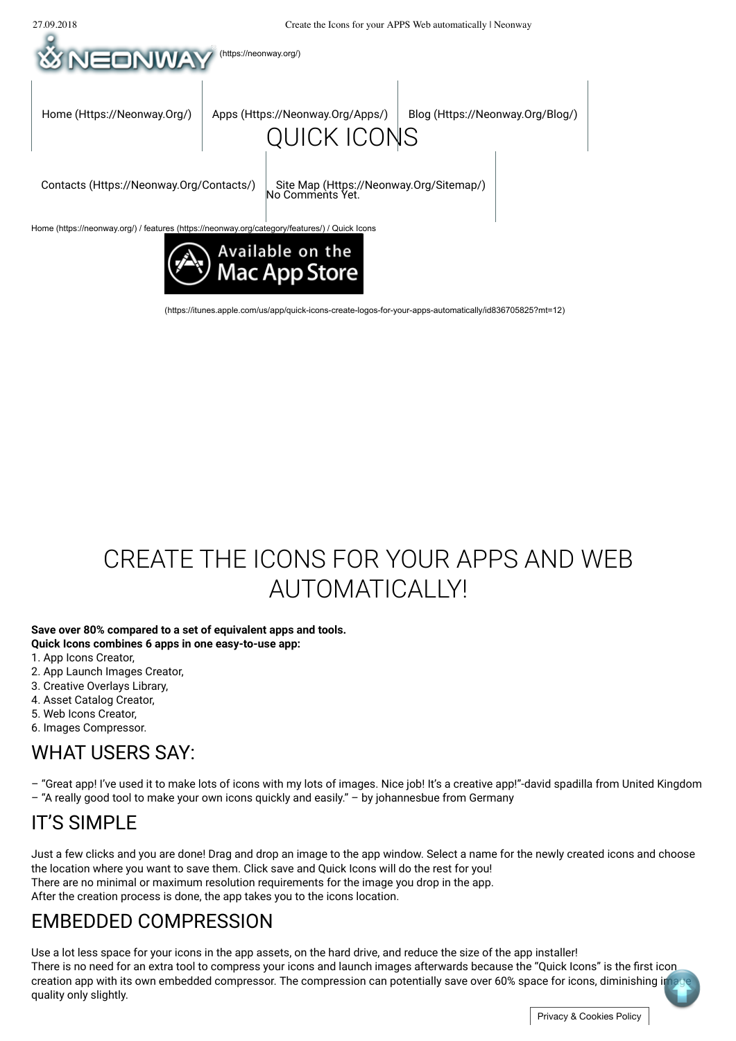(https://neonway.org/)

Home (Https://Neonway.Org/) | Apps (Https://Neonway.Org/Apps/) | Blog (Https://Neonway.Org/Blog/)

Contacts (Https://Neonway.Org/Contacts/) | Site Map (Https://Neonway.Org/Sitemap/)

# QUICK ICONS

No Comments Yet.

Home (https://neonway.org/) / features (https://neonway.org/category/features/) / Quick Icons

Available on the Mac App Store

(https://itunes.apple.com/us/app/quick-icons-create-logos-for-your-apps-automatically/id836705825?mt=12)

# CREATE THE ICONS FOR YOUR APPS AND WEB AUTOMATICALLY!

**Save over 80% compared to a set of equivalent apps and tools.**
**Quick Icons combines 6 apps in one easy-to-use app:**

1. App Icons Creator,
2. App Launch Images Creator,
3. Creative Overlays Library,
4. Asset Catalog Creator,
5. Web Icons Creator,
6. Images Compressor.

## WHAT USERS SAY:

– "Great app! I've used it to make lots of icons with my lots of images. Nice job! It's a creative app!"-david spadilla from United Kingdom
– "A really good tool to make your own icons quickly and easily." – by johannesbue from Germany

## IT'S SIMPLE

Just a few clicks and you are done! Drag and drop an image to the app window. Select a name for the newly created icons and choose the location where you want to save them. Click save and Quick Icons will do the rest for you!
There are no minimal or maximum resolution requirements for the image you drop in the app.
After the creation process is done, the app takes you to the icons location.

## EMBEDDED COMPRESSION

Use a lot less space for your icons in the app assets, on the hard drive, and reduce the size of the app installer!
There is no need for an extra tool to compress your icons and launch images afterwards because the "Quick Icons" is the first icon creation app with its own embedded compressor. The compression can potentially save over 60% space for icons, diminishing image quality only slightly.

Privacy & Cookies Policy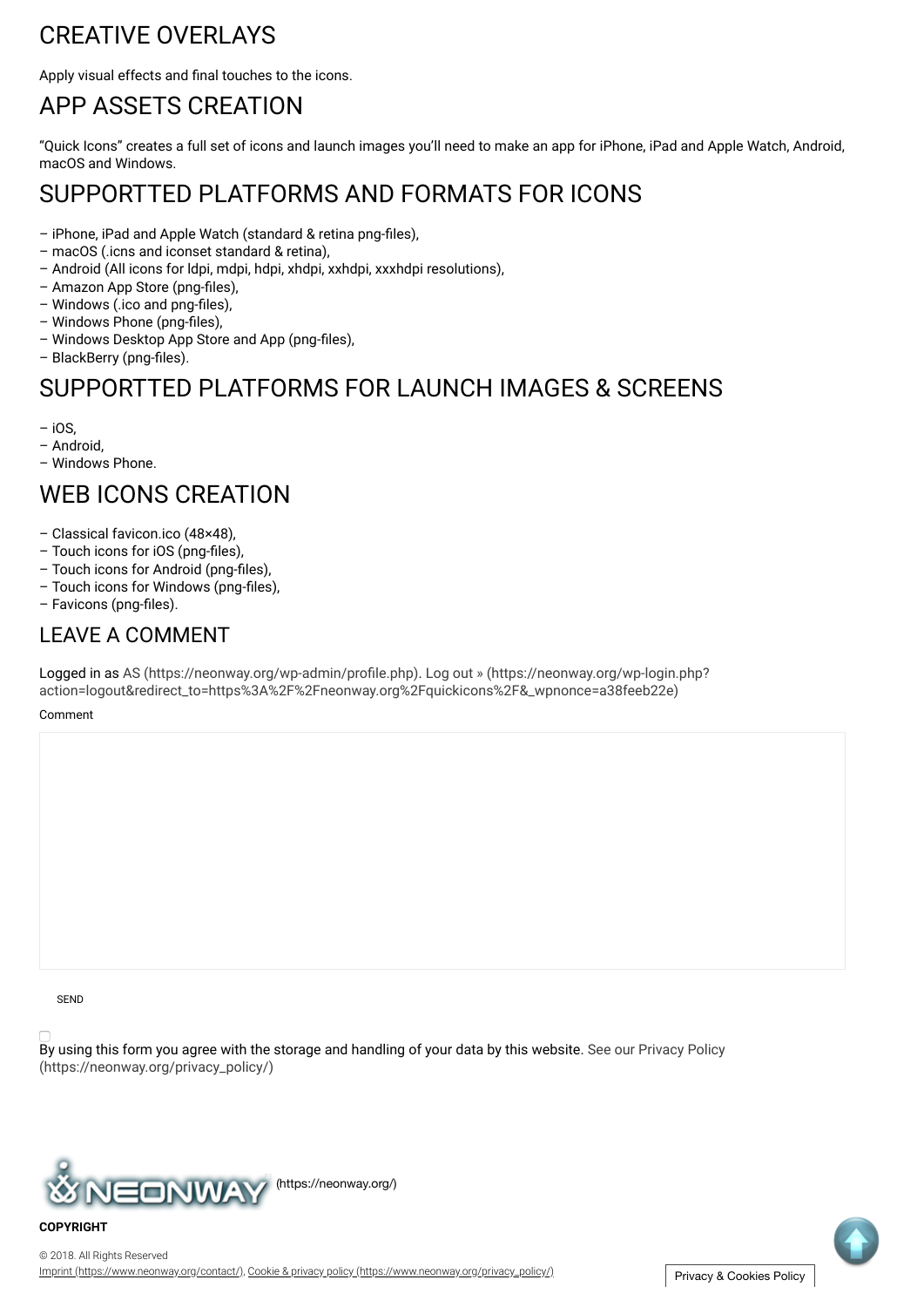## CREATIVE OVERLAYS

Apply visual effects and final touches to the icons.

## APP ASSETS CREATION

"Quick Icons" creates a full set of icons and launch images you'll need to make an app for iPhone, iPad and Apple Watch, Android, macOS and Windows.

## SUPPORTTED PLATFORMS AND FORMATS FOR ICONS

– iPhone, iPad and Apple Watch (standard & retina png-files),
– macOS (.icns and iconset standard & retina),
– Android (All icons for ldpi, mdpi, hdpi, xhdpi, xxhdpi, xxxhdpi resolutions),
– Amazon App Store (png-files),
– Windows (.ico and png-files),
– Windows Phone (png-files),
– Windows Desktop App Store and App (png-files),
– BlackBerry (png-files).

## SUPPORTTED PLATFORMS FOR LAUNCH IMAGES & SCREENS

– iOS,
– Android,
– Windows Phone.

## WEB ICONS CREATION

– Classical favicon.ico (48×48),
– Touch icons for iOS (png-files),
– Touch icons for Android (png-files),
– Touch icons for Windows (png-files),
– Favicons (png-files).

## LEAVE A COMMENT

Logged in as AS (https://neonway.org/wp-admin/profile.php). Log out » (https://neonway.org/wp-login.php?action=logout&redirect_to=https%3A%2F%2Fneonway.org%2Fquickicons%2F&_wpnonce=a38feeb22e)

Comment

SEND

By using this form you agree with the storage and handling of your data by this website. See our Privacy Policy (https://neonway.org/privacy_policy/)

(https://neonway.org/)

**COPYRIGHT**

© 2018. All Rights Reserved
Imprint (https://www.neonway.org/contact/), Cookie & privacy policy (https://www.neonway.org/privacy_policy/)

Privacy & Cookies Policy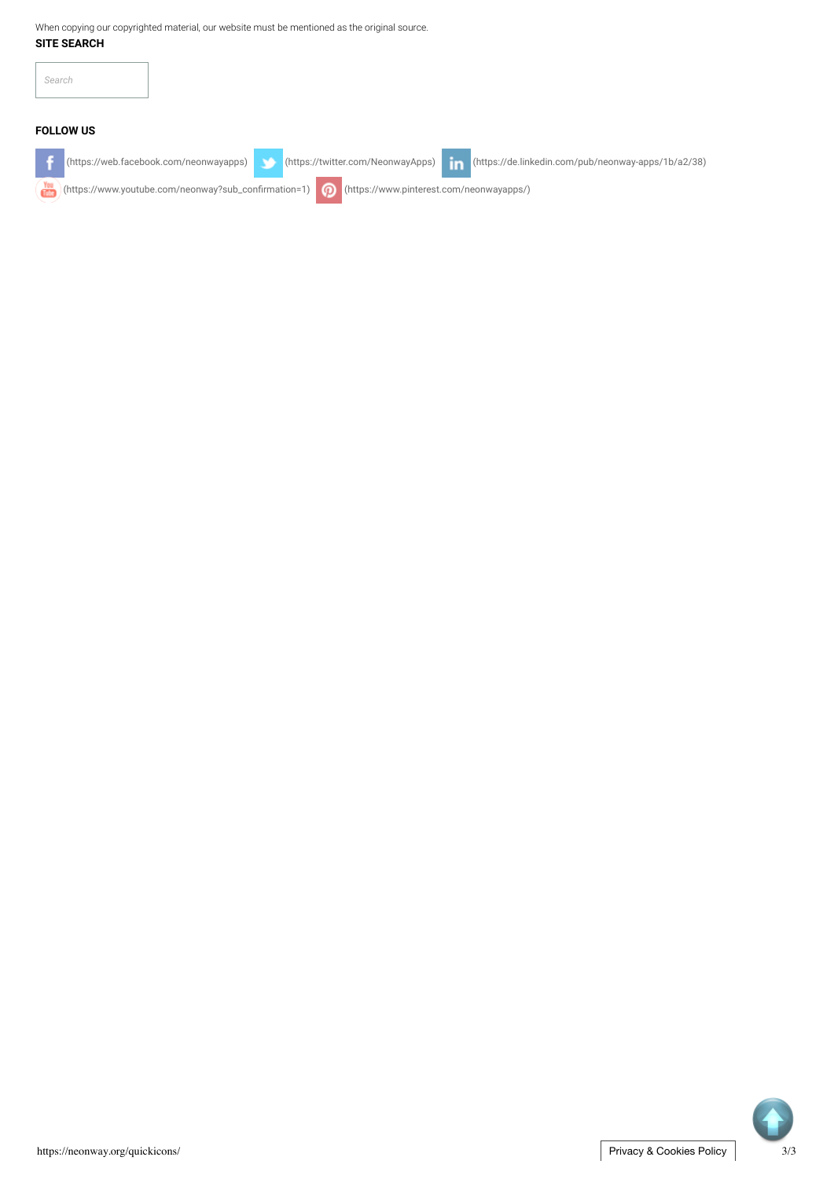When copying our copyrighted material, our website must be mentioned as the original source.

**SITE SEARCH**

Search

**FOLLOW US**

(https://web.facebook.com/neonwayapps) (https://twitter.com/NeonwayApps) (https://de.linkedin.com/pub/neonway-apps/1b/a2/38)
(https://www.youtube.com/neonway?sub_confirmation=1) (https://www.pinterest.com/neonwayapps/)

Privacy & Cookies Policy